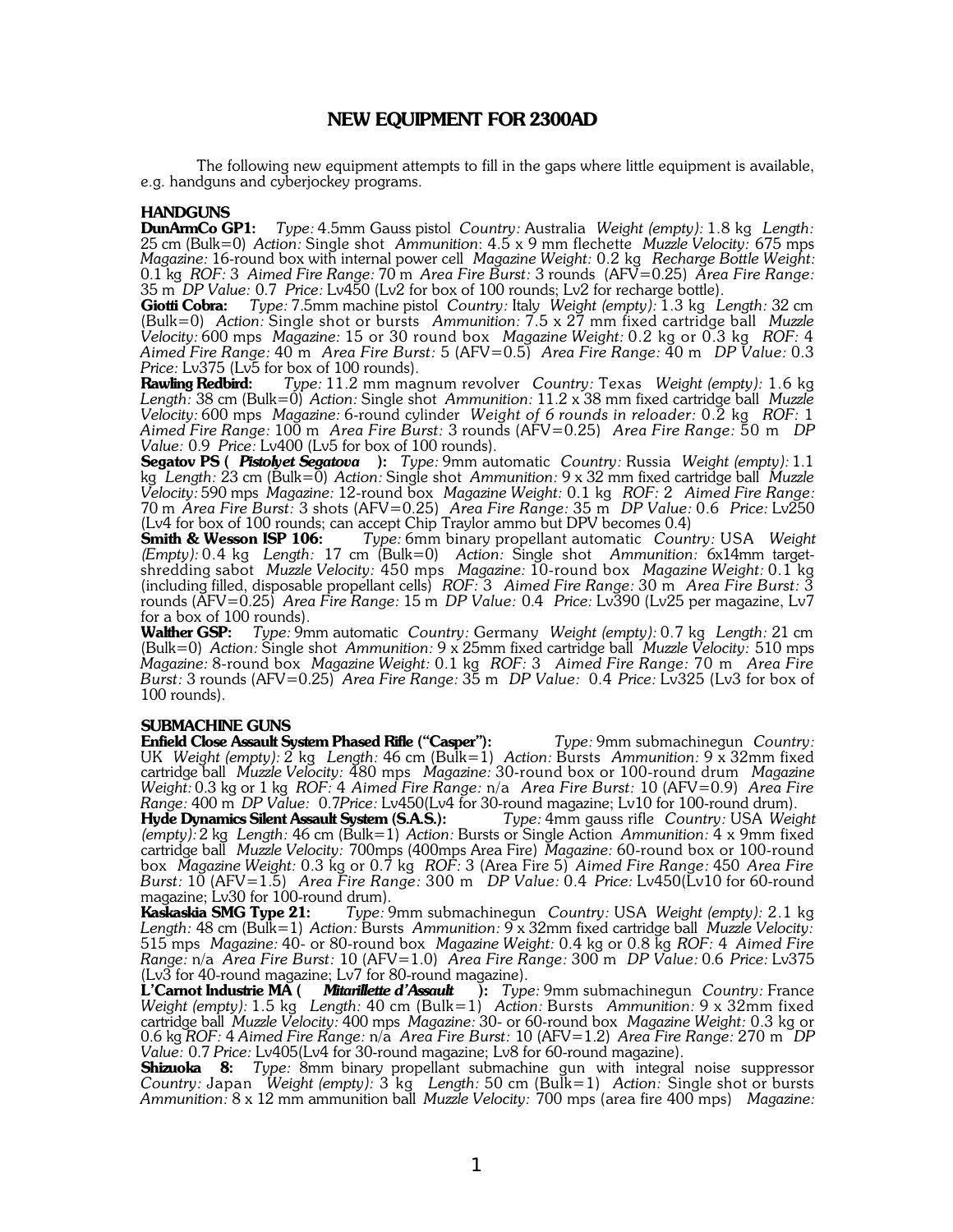# NEW EQUIPMENT FOR 2300AD

The following new equipment attempts to fill in the gaps where little equipment is available, e.g. handguns and cyberjockey programs.

## HANDGUNS

**DunArmCo GP1:** *Type:* 4.5mm Gauss pistol *Country:* Australia *Weight (empty):* 1.8 kg *Length:* 25 cm (Bulk=0) *Action:* Single shot *Ammunition*: 4.5 x 9 mm flechette *Muzzle Velocity:* 675 mps *Magazine:* 16-round box with internal power cell *Magazine Weight:* 0.2 kg *Recharge Bottle Weight:* 0.1 kg *ROF:* 3 *Aimed Fire Range:* 70 m *Area Fire Burst:* 3 rounds (AFV=0.25) *Area Fire Range:* 35 m *DP Value:* 0.7 *Price:* Lv450 (Lv2 for box of 100 rounds; Lv2 for recharge bottle).

**Giotti Cobra:** *Type:* 7.5mm machine pistol *Country:* Italy *Weight (empty):* 1.3 kg *Length:* 32 cm (Bulk=0) *Action:* Single shot or bursts *Ammunition:* 7.5 x 27 mm fixed cartridge ball *Muzzle Velocity:* 600 mps *Magazine:* 15 or 30 round box *Magazine Weight:* 0.2 kg or 0.3 kg *ROF:* 4 *Aimed Fire Range:* 40 m *Area Fire Burst:* 5 (AFV=0.5) *Area Fire Range:* 40 m *DP Value:* 0.3 *Price:* Lv375 (Lv5 for box of 100 rounds).

**Rawling Redbird:** *Type:* 11.2 mm magnum revolver *Country:* Texas *Weight (empty):* 1.6 kg *Length:* 38 cm (Bulk=0) *Action:* Single shot *Ammunition:* 11.2 x 38 mm fixed cartridge ball *Muzzle Velocity:* 600 mps *Magazine:* 6-round cylinder *Weight of 6 rounds in reloader:* 0.2 kg *ROF:* 1 *Aimed Fire Range:* 100 m *Area Fire Burst:* 3 rounds (AFV=0.25) *Area Fire Range:* 50 m *DP Value:* 0.9 *Price:* Lv400 (Lv5 for box of 100 rounds).

**Segatov PS (*Pistolyet Segatova*):** *Type:* 9mm automatic *Country:* Russia *Weight (empty):* 1.1 kg *Length:* 23 cm (Bulk=0) *Action:* Single shot *Ammunition:* 9 x 32 mm fixed cartridge ball *Muzzle Velocity:* 590 mps *Magazine:* 12-round box *Magazine Weight:* 0.1 kg *ROF:* 2 *Aimed Fire Range:* 70 m *Area Fire Burst:* 3 shots (AFV=0.25) *Area Fire Range:* 35 m *DP Value:* 0.6 *Price:* Lv250 (Lv4 for box of 100 rounds; can accept Chip Traylor ammo but DPV becomes 0.4)

**Smith & Wesson ISP 106:** *Type:* 6mm binary propellant automatic *Country:* USA *Weight (Empty):* 0.4 kg *Length:* 17 cm (Bulk=0) *Action:* Single shot *Ammunition:* 6x14mm target-shredding sabot *Muzzle Velocity:* 450 mps *Magazine:* 10-round box *Magazine Weight:* 0.1 kg (including filled, disposable propellant cells) *ROF:* 3 *Aimed Fire Range:* 30 m *Area Fire Burst:* 3 rounds (AFV=0.25) *Area Fire Range:* 15 m *DP Value:* 0.4 *Price:* Lv390 (Lv25 per magazine, Lv7 for a box of 100 rounds).

**Walther GSP:** *Type:* 9mm automatic *Country:* Germany *Weight (empty):* 0.7 kg *Length:* 21 cm (Bulk=0) *Action:* Single shot *Ammunition:* 9 x 25mm fixed cartridge ball *Muzzle Velocity:* 510 mps *Magazine:* 8-round box *Magazine Weight:* 0.1 kg *ROF:* 3 *Aimed Fire Range:* 70 m *Area Fire Burst:* 3 rounds (AFV=0.25) *Area Fire Range:* 35 m *DP Value:* 0.4 *Price:* Lv325 (Lv3 for box of 100 rounds).

## SUBMACHINE GUNS

**Enfield Close Assault System Phased Rifle ("Casper"):** *Type:* 9mm submachinegun *Country:* UK *Weight (empty):* 2 kg *Length:* 46 cm (Bulk=1) *Action:* Bursts *Ammunition:* 9 x 32mm fixed cartridge ball *Muzzle Velocity:* 480 mps *Magazine:* 30-round box or 100-round drum *Magazine Weight:* 0.3 kg or 1 kg *ROF:* 4 *Aimed Fire Range:* n/a *Area Fire Burst:* 10 (AFV=0.9) *Area Fire Range:* 400 m *DP Value:* 0.7*Price:* Lv450(Lv4 for 30-round magazine; Lv10 for 100-round drum).

**Hyde Dynamics Silent Assault System (S.A.S.):** *Type:* 4mm gauss rifle *Country:* USA *Weight (empty):* 2 kg *Length:* 46 cm (Bulk=1) *Action:* Bursts or Single Action *Ammunition:* 4 x 9mm fixed cartridge ball *Muzzle Velocity:* 700mps (400mps Area Fire) *Magazine:* 60-round box or 100-round box *Magazine Weight:* 0.3 kg or 0.7 kg *ROF:* 3 (Area Fire 5) *Aimed Fire Range:* 450 *Area Fire Burst:* 10 (AFV=1.5) *Area Fire Range:* 300 m *DP Value:* 0.4 *Price:* Lv450(Lv10 for 60-round magazine; Lv30 for 100-round drum).

**Kaskaskia SMG Type 21:** *Type:* 9mm submachinegun *Country:* USA *Weight (empty):* 2.1 kg *Length:* 48 cm (Bulk=1) *Action:* Bursts *Ammunition:* 9 x 32mm fixed cartridge ball *Muzzle Velocity:* 515 mps *Magazine:* 40- or 80-round box *Magazine Weight:* 0.4 kg or 0.8 kg *ROF:* 4 *Aimed Fire Range:* n/a *Area Fire Burst:* 10 (AFV=1.0) *Area Fire Range:* 300 m *DP Value:* 0.6 *Price:* Lv375 (Lv3 for 40-round magazine; Lv7 for 80-round magazine).

**L'Carnot Industrie MA (*Mitarillette d'Assault*):** *Type:* 9mm submachinegun *Country:* France *Weight (empty):* 1.5 kg *Length:* 40 cm (Bulk=1) *Action:* Bursts *Ammunition:* 9 x 32mm fixed cartridge ball *Muzzle Velocity:* 400 mps *Magazine:* 30- or 60-round box *Magazine Weight:* 0.3 kg or 0.6 kg *ROF:* 4 *Aimed Fire Range:* n/a *Area Fire Burst:* 10 (AFV=1.2) *Area Fire Range:* 270 m *DP Value:* 0.7 *Price:* Lv405(Lv4 for 30-round magazine; Lv8 for 60-round magazine).

**Shizuoka 8:** *Type:* 8mm binary propellant submachine gun with integral noise suppressor *Country:* Japan *Weight (empty):* 3 kg *Length:* 50 cm (Bulk=1) *Action:* Single shot or bursts *Ammunition:* 8 x 12 mm ammunition ball *Muzzle Velocity:* 700 mps (area fire 400 mps) *Magazine:*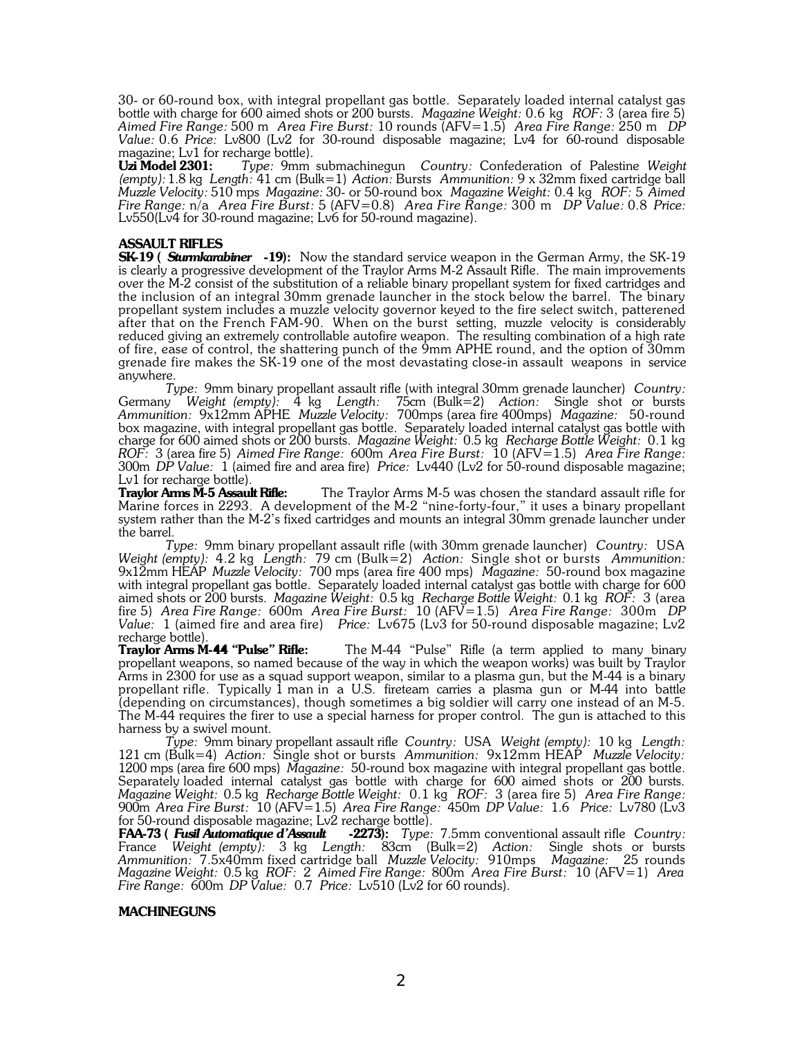30- or 60-round box, with integral propellant gas bottle. Separately loaded internal catalyst gas bottle with charge for 600 aimed shots or 200 bursts. *Magazine Weight:* 0.6 kg *ROF:* 3 (area fire 5) *Aimed Fire Range:* 500 m *Area Fire Burst:* 10 rounds (AFV=1.5) *Area Fire Range:* 250 m *DP Value:* 0.6 *Price:* Lv800 (Lv2 for 30-round disposable magazine; Lv4 for 60-round disposable magazine; Lv1 for recharge bottle).

**Uzi Model 2301:** *Type:* 9mm submachinegun *Country:* Confederation of Palestine *Weight (empty):* 1.8 kg *Length:* 41 cm (Bulk=1) *Action:* Bursts *Ammunition:* 9 x 32mm fixed cartridge ball *Muzzle Velocity:* 510 mps *Magazine:* 30- or 50-round box *Magazine Weight:* 0.4 kg *ROF:* 5 *Aimed Fire Range:* n/a *Area Fire Burst:* 5 (AFV=0.8) *Area Fire Range:* 300 m *DP Value:* 0.8 *Price:* Lv550(Lv4 for 30-round magazine; Lv6 for 50-round magazine).

## ASSAULT RIFLES

**SK-19 (*Sturmkarabiner* -19):** Now the standard service weapon in the German Army, the SK-19 is clearly a progressive development of the Traylor Arms M-2 Assault Rifle. The main improvements over the M-2 consist of the substitution of a reliable binary propellant system for fixed cartridges and the inclusion of an integral 30mm grenade launcher in the stock below the barrel. The binary propellant system includes a muzzle velocity governor keyed to the fire select switch, patterened after that on the French FAM-90. When on the burst setting, muzzle velocity is considerably reduced giving an extremely controllable autofire weapon. The resulting combination of a high rate of fire, ease of control, the shattering punch of the 9mm APHE round, and the option of 30mm grenade fire makes the SK-19 one of the most devastating close-in assault weapons in service anywhere.

*Type:* 9mm binary propellant assault rifle (with integral 30mm grenade launcher) *Country:* Germany *Weight (empty):* 4 kg *Length:* 75cm (Bulk=2) *Action:* Single shot or bursts *Ammunition:* 9x12mm APHE *Muzzle Velocity:* 700mps (area fire 400mps) *Magazine:* 50-round box magazine, with integral propellant gas bottle. Separately loaded internal catalyst gas bottle with charge for 600 aimed shots or 200 bursts. *Magazine Weight:* 0.5 kg *Recharge Bottle Weight:* 0.1 kg *ROF:* 3 (area fire 5) *Aimed Fire Range:* 600m *Area Fire Burst:* 10 (AFV=1.5) *Area Fire Range:* 300m *DP Value:* 1 (aimed fire and area fire) *Price:* Lv440 (Lv2 for 50-round disposable magazine; Lv1 for recharge bottle).

**Traylor Arms M-5 Assault Rifle:** The Traylor Arms M-5 was chosen the standard assault rifle for Marine forces in 2293. A development of the M-2 "nine-forty-four," it uses a binary propellant system rather than the M-2's fixed cartridges and mounts an integral 30mm grenade launcher under the barrel.

*Type:* 9mm binary propellant assault rifle (with 30mm grenade launcher) *Country:* USA *Weight (empty):* 4.2 kg *Length:* 79 cm (Bulk=2) *Action:* Single shot or bursts *Ammunition:* 9x12mm HEAP *Muzzle Velocity:* 700 mps (area fire 400 mps) *Magazine:* 50-round box magazine with integral propellant gas bottle. Separately loaded internal catalyst gas bottle with charge for 600 aimed shots or 200 bursts. *Magazine Weight:* 0.5 kg *Recharge Bottle Weight:* 0.1 kg *ROF:* 3 (area fire 5) *Area Fire Range:* 600m *Area Fire Burst:* 10 (AFV=1.5) *Area Fire Range:* 300m *DP Value:* 1 (aimed fire and area fire) *Price:* Lv675 (Lv3 for 50-round disposable magazine; Lv2 recharge bottle).

**Traylor Arms M-44 "Pulse" Rifle:** The M-44 "Pulse" Rifle (a term applied to many binary propellant weapons, so named because of the way in which the weapon works) was built by Traylor Arms in 2300 for use as a squad support weapon, similar to a plasma gun, but the M-44 is a binary propellant rifle. Typically 1 man in a U.S. fireteam carries a plasma gun or M-44 into battle (depending on circumstances), though sometimes a big soldier will carry one instead of an M-5. The M-44 requires the firer to use a special harness for proper control. The gun is attached to this harness by a swivel mount.

*Type:* 9mm binary propellant assault rifle *Country:* USA *Weight (empty):* 10 kg *Length:* 121 cm (Bulk=4) *Action:* Single shot or bursts *Ammunition:* 9x12mm HEAP *Muzzle Velocity:* 1200 mps (area fire 600 mps) *Magazine:* 50-round box magazine with integral propellant gas bottle. Separately loaded internal catalyst gas bottle with charge for 600 aimed shots or 200 bursts. *Magazine Weight:* 0.5 kg *Recharge Bottle Weight:* 0.1 kg *ROF:* 3 (area fire 5) *Area Fire Range:* 900m *Area Fire Burst:* 10 (AFV=1.5) *Area Fire Range:* 450m *DP Value:* 1.6 *Price:* Lv780 (Lv3 for 50-round disposable magazine; Lv2 recharge bottle).

**FAA-73 (*Fusil Automatique d'Assault* -2273):** *Type:* 7.5mm conventional assault rifle *Country:* France *Weight (empty):* 3 kg *Length:* 83cm (Bulk=2) *Action:* Single shots or bursts *Ammunition:* 7.5x40mm fixed cartridge ball *Muzzle Velocity:* 910mps *Magazine:* 25 rounds *Magazine Weight:* 0.5 kg *ROF:* 2 *Aimed Fire Range:* 800m *Area Fire Burst:* 10 (AFV=1) *Area Fire Range:* 600m *DP Value:* 0.7 *Price:* Lv510 (Lv2 for 60 rounds).

## MACHINEGUNS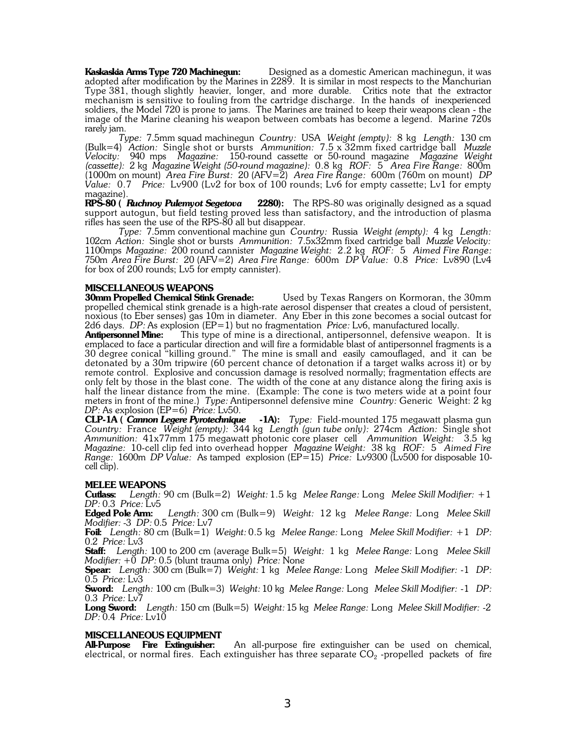**Kaskaskia Arms Type 720 Machinegun:** Designed as a domestic American machinegun, it was adopted after modification by the Marines in 2289. It is similar in most respects to the Manchurian Type 381, though slightly heavier, longer, and more durable. Critics note that the extractor mechanism is sensitive to fouling from the cartridge discharge. In the hands of inexperienced soldiers, the Model 720 is prone to jams. The Marines are trained to keep their weapons clean - the image of the Marine cleaning his weapon between combats has become a legend. Marine 720s rarely jam.

*Type:* 7.5mm squad machinegun *Country:* USA *Weight (empty):* 8 kg *Length:* 130 cm (Bulk=4) *Action:* Single shot or bursts *Ammunition:* 7.5 x 32mm fixed cartridge ball *Muzzle Velocity:* 940 mps *Magazine:* 150-round cassette or 50-round magazine *Magazine Weight (cassette):* 2 kg *Magazine Weight (50-round magazine):* 0.8 kg *ROF:* 5 *Area Fire Range:* 800m (1000m on mount) *Area Fire Burst:* 20 (AFV=2) *Area Fire Range:* 600m (760m on mount) *DP Value:* 0.7 *Price:* Lv900 (Lv2 for box of 100 rounds; Lv6 for empty cassette; Lv1 for empty magazine).

**RPS-80 (*Ruchnoy Pulemyot Segetova* 2280):** The RPS-80 was originally designed as a squad support autogun, but field testing proved less than satisfactory, and the introduction of plasma rifles has seen the use of the RPS-80 all but disappear.

*Type:* 7.5mm conventional machine gun *Country:* Russia *Weight (empty):* 4 kg *Length:* 102cm *Action:* Single shot or bursts *Ammunition:* 7.5x32mm fixed cartridge ball *Muzzle Velocity:* 1100mps *Magazine:* 200 round cannister *Magazine Weight:* 2.2 kg *ROF:* 5 *Aimed Fire Range:* 750m *Area Fire Burst:* 20 (AFV=2) *Area Fire Range:* 600m *DP Value:* 0.8 *Price:* Lv890 (Lv4 for box of 200 rounds; Lv5 for empty cannister).

## MISCELLANEOUS WEAPONS

**30mm Propelled Chemical Stink Grenade:** Used by Texas Rangers on Kormoran, the 30mm propelled chemical stink grenade is a high-rate aerosol dispenser that creates a cloud of persistent, noxious (to Eber senses) gas 10m in diameter. Any Eber in this zone becomes a social outcast for 2d6 days. *DP:* As explosion (EP=1) but no fragmentation *Price:* Lv6, manufactured locally.

**Antipersonnel Mine:** This type of mine is a directional, antipersonnel, defensive weapon. It is emplaced to face a particular direction and will fire a formidable blast of antipersonnel fragments is a 30 degree conical "killing ground." The mine is small and easily camouflaged, and it can be detonated by a 30m tripwire (60 percent chance of detonation if a target walks across it) or by remote control. Explosive and concussion damage is resolved normally; fragmentation effects are only felt by those in the blast cone. The width of the cone at any distance along the firing axis is half the linear distance from the mine. (Example: The cone is two meters wide at a point four meters in front of the mine.) *Type:* Antipersonnel defensive mine *Country:* Generic Weight: 2 kg *DP:* As explosion (EP=6) *Price:* Lv50.

**CLP-1A (*Cannon Legere Pyrotechnique* -1A):** *Type:* Field-mounted 175 megawatt plasma gun *Country:* France *Weight (empty):* 344 kg *Length (gun tube only):* 274cm *Action:* Single shot *Ammunition:* 41x77mm 175 megawatt photonic core plaser cell *Ammunition Weight:* 3.5 kg *Magazine:* 10-cell clip fed into overhead hopper *Magazine Weight:* 38 kg *ROF:* 5 *Aimed Fire Range:* 1600m *DP Value:* As tamped explosion (EP=15) *Price:* Lv9300 (Lv500 for disposable 10-cell clip).

## MELEE WEAPONS

**Cutlass:** *Length:* 90 cm (Bulk=2) *Weight:* 1.5 kg *Melee Range:* Long *Melee Skill Modifier:* +1 *DP:* 0.3 *Price:* Lv5

**Edged Pole Arm:** *Length:* 300 cm (Bulk=9) *Weight:* 12 kg *Melee Range:* Long *Melee Skill Modifier:* -3 *DP:* 0.5 *Price:* Lv7

**Foil:** *Length:* 80 cm (Bulk=1) *Weight:* 0.5 kg *Melee Range:* Long *Melee Skill Modifier:* +1 *DP:* 0.2 *Price:* Lv3

**Staff:** *Length:* 100 to 200 cm (average Bulk=5) *Weight:* 1 kg *Melee Range:* Long *Melee Skill Modifier:* +0 *DP:* 0.5 (blunt trauma only) *Price:* None

**Spear:** *Length:* 300 cm (Bulk=7) *Weight:* 1 kg *Melee Range:* Long *Melee Skill Modifier:* -1 *DP:* 0.5 *Price:* Lv3

**Sword:** *Length:* 100 cm (Bulk=3) *Weight:* 10 kg *Melee Range:* Long *Melee Skill Modifier:* -1 *DP:* 0.3 *Price:* Lv7

**Long Sword:** *Length:* 150 cm (Bulk=5) *Weight:* 15 kg *Melee Range:* Long *Melee Skill Modifier:* -2 *DP:* 0.4 *Price:* Lv10

## MISCELLANEOUS EQUIPMENT

**All-Purpose Fire Extinguisher:** An all-purpose fire extinguisher can be used on chemical, electrical, or normal fires. Each extinguisher has three separate $CO_2$ -propelled packets of fire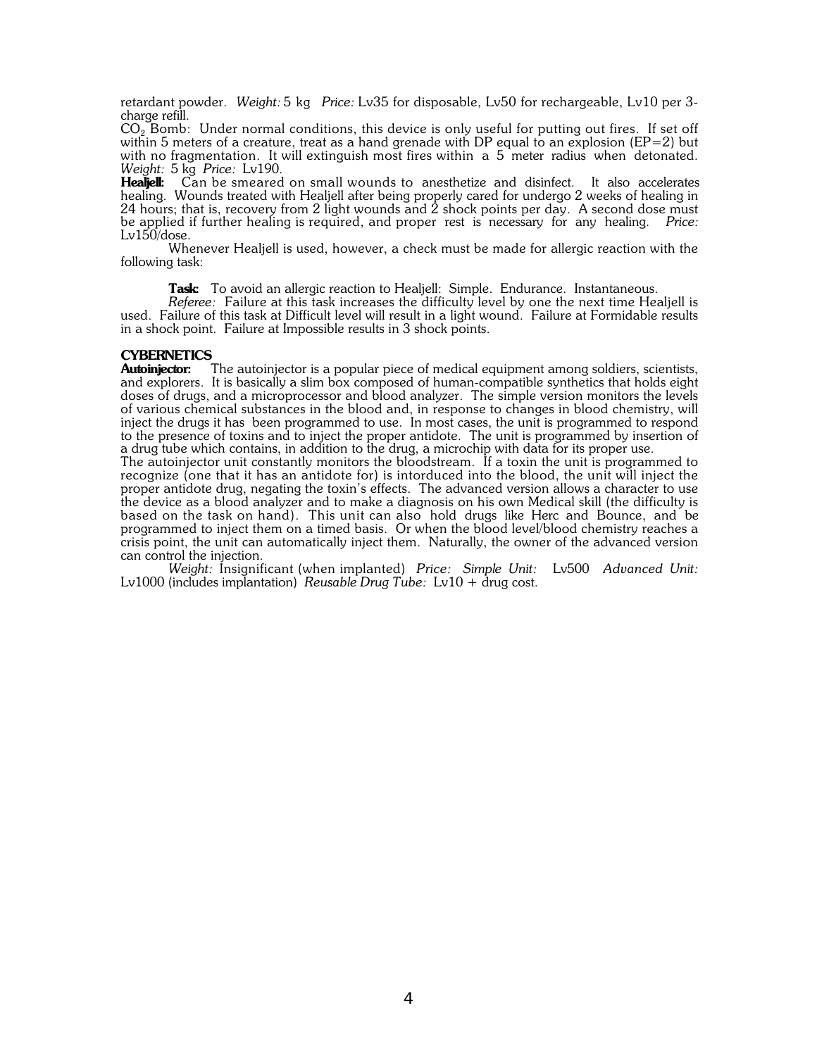retardant powder. *Weight:* 5 kg *Price:* Lv35 for disposable, Lv50 for rechargeable, Lv10 per 3-charge refill.

$CO_2$ Bomb: Under normal conditions, this device is only useful for putting out fires. If set off within 5 meters of a creature, treat as a hand grenade with DP equal to an explosion (EP=2) but with no fragmentation. It will extinguish most fires within a 5 meter radius when detonated. *Weight:* 5 kg *Price:* Lv190.

**Healjell:** Can be smeared on small wounds to anesthetize and disinfect. It also accelerates healing. Wounds treated with Healjell after being properly cared for undergo 2 weeks of healing in 24 hours; that is, recovery from 2 light wounds and 2 shock points per day. A second dose must be applied if further healing is required, and proper rest is necessary for any healing. *Price:* Lv150/dose.

Whenever Healjell is used, however, a check must be made for allergic reaction with the following task:

**Task:** To avoid an allergic reaction to Healjell: Simple. Endurance. Instantaneous.

*Referee:* Failure at this task increases the difficulty level by one the next time Healjell is used. Failure of this task at Difficult level will result in a light wound. Failure at Formidable results in a shock point. Failure at Impossible results in 3 shock points.

## CYBERNETICS

**Autoinjector:** The autoinjector is a popular piece of medical equipment among soldiers, scientists, and explorers. It is basically a slim box composed of human-compatible synthetics that holds eight doses of drugs, and a microprocessor and blood analyzer. The simple version monitors the levels of various chemical substances in the blood and, in response to changes in blood chemistry, will inject the drugs it has been programmed to use. In most cases, the unit is programmed to respond to the presence of toxins and to inject the proper antidote. The unit is programmed by insertion of a drug tube which contains, in addition to the drug, a microchip with data for its proper use.

The autoinjector unit constantly monitors the bloodstream. If a toxin the unit is programmed to recognize (one that it has an antidote for) is intorduced into the blood, the unit will inject the proper antidote drug, negating the toxin's effects. The advanced version allows a character to use the device as a blood analyzer and to make a diagnosis on his own Medical skill (the difficulty is based on the task on hand). This unit can also hold drugs like Herc and Bounce, and be programmed to inject them on a timed basis. Or when the blood level/blood chemistry reaches a crisis point, the unit can automatically inject them. Naturally, the owner of the advanced version can control the injection.

*Weight:* Insignificant (when implanted) *Price: Simple Unit:* Lv500 *Advanced Unit:* Lv1000 (includes implantation) *Reusable Drug Tube:* Lv10 + drug cost.